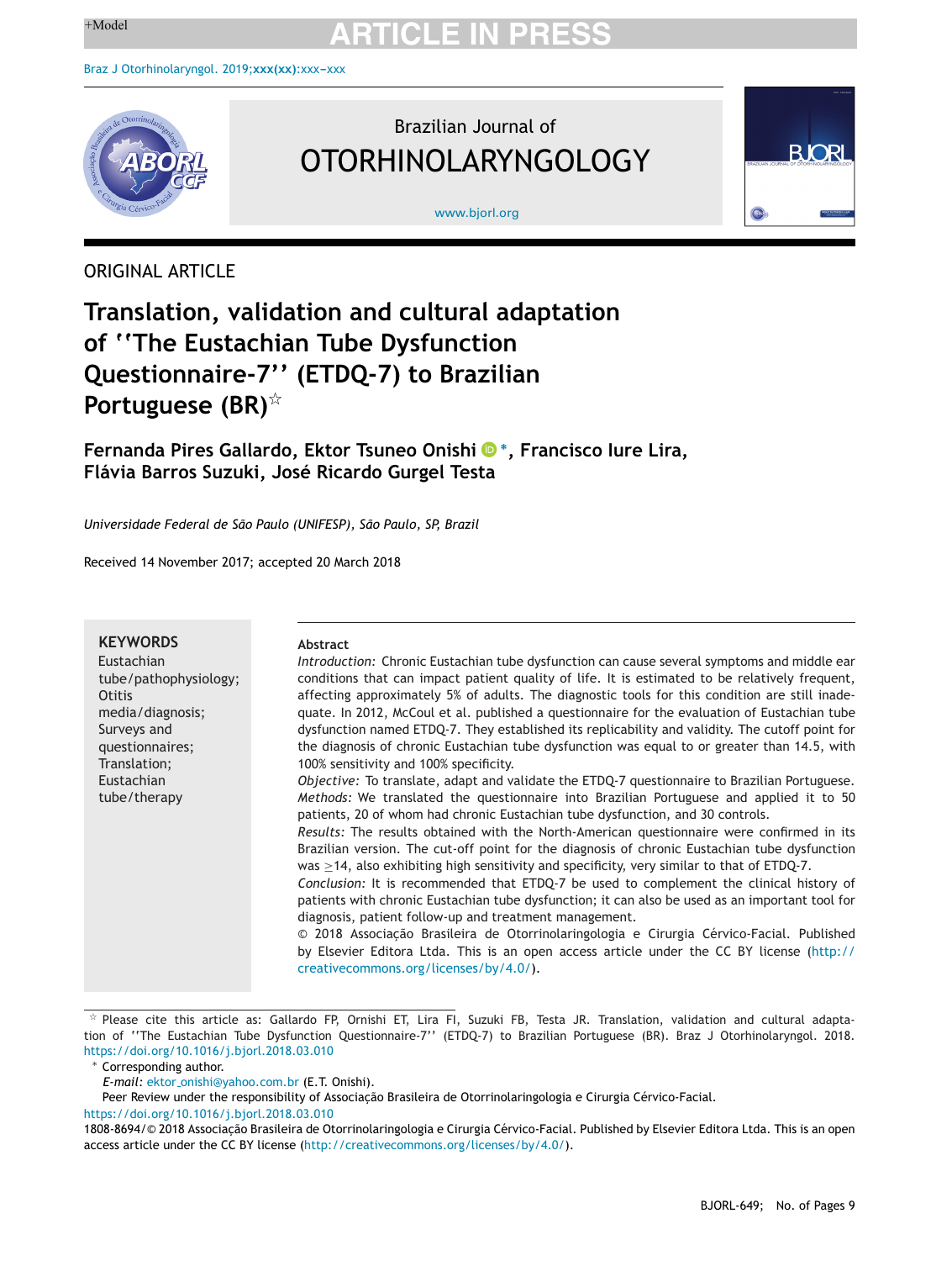ORIGINAL ARTICLE

# Translation, validation and cultural adaptation of ''The Eustachian Tube Dysfunction Questionnaire-7'' (ETDQ-7) to Brazilian Portuguese (BR)[☆]

**Fernanda Pires Gallardo, Ektor Tsuneo Onishi[*], Francisco Iure Lira, Flávia Barros Suzuki, José Ricardo Gurgel Testa**

*Universidade Federal de São Paulo (UNIFESP), São Paulo, SP, Brazil*

Received 14 November 2017; accepted 20 March 2018

**KEYWORDS**
Eustachian tube/pathophysiology;
Otitis media/diagnosis;
Surveys and questionnaires;
Translation;
Eustachian tube/therapy

**Abstract**

*Introduction:* Chronic Eustachian tube dysfunction can cause several symptoms and middle ear conditions that can impact patient quality of life. It is estimated to be relatively frequent, affecting approximately 5% of adults. The diagnostic tools for this condition are still inadequate. In 2012, McCoul et al. published a questionnaire for the evaluation of Eustachian tube dysfunction named ETDQ-7. They established its replicability and validity. The cutoff point for the diagnosis of chronic Eustachian tube dysfunction was equal to or greater than 14.5, with 100% sensitivity and 100% specificity.

*Objective:* To translate, adapt and validate the ETDQ-7 questionnaire to Brazilian Portuguese.

*Methods:* We translated the questionnaire into Brazilian Portuguese and applied it to 50 patients, 20 of whom had chronic Eustachian tube dysfunction, and 30 controls.

*Results:* The results obtained with the North-American questionnaire were confirmed in its Brazilian version. The cut-off point for the diagnosis of chronic Eustachian tube dysfunction was $\geq$14, also exhibiting high sensitivity and specificity, very similar to that of ETDQ-7.

*Conclusion:* It is recommended that ETDQ-7 be used to complement the clinical history of patients with chronic Eustachian tube dysfunction; it can also be used as an important tool for diagnosis, patient follow-up and treatment management.

© 2018 Associação Brasileira de Otorrinolaringologia e Cirurgia Cérvico-Facial. Published by Elsevier Editora Ltda. This is an open access article under the CC BY license (http://creativecommons.org/licenses/by/4.0/).

[☆] Please cite this article as: Gallardo FP, Ornishi ET, Lira FI, Suzuki FB, Testa JR. Translation, validation and cultural adaptation of ''The Eustachian Tube Dysfunction Questionnaire-7'' (ETDQ-7) to Brazilian Portuguese (BR). Braz J Otorhinolaryngol. 2018. https://doi.org/10.1016/j.bjorl.2018.03.010

[*] Corresponding author.
*E-mail:* ektor_onishi@yahoo.com.br (E.T. Onishi).
Peer Review under the responsibility of Associação Brasileira de Otorrinolaringologia e Cirurgia Cérvico-Facial.

https://doi.org/10.1016/j.bjorl.2018.03.010
1808-8694/© 2018 Associação Brasileira de Otorrinolaringologia e Cirurgia Cérvico-Facial. Published by Elsevier Editora Ltda. This is an open access article under the CC BY license (http://creativecommons.org/licenses/by/4.0/).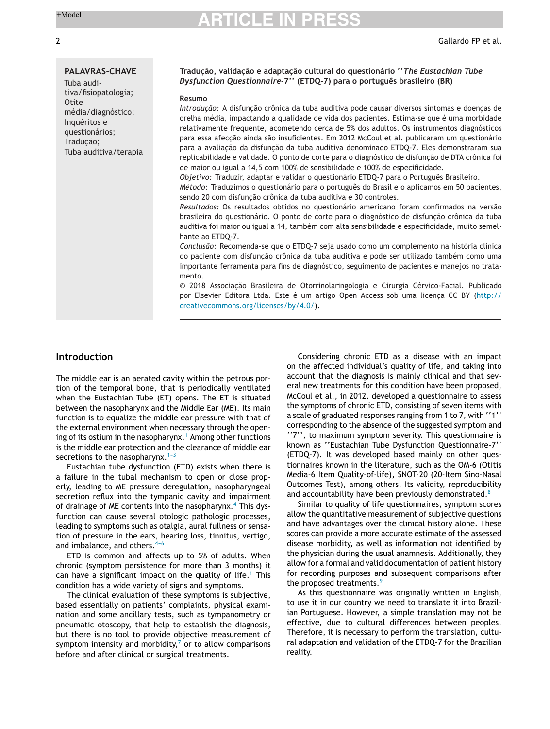**PALAVRAS-CHAVE**

Tuba auditiva/fisiopatologia;
Otite média/diagnóstico;
Inquéritos e questionários;
Tradução;
Tuba auditiva/terapia

**Tradução, validação e adaptação cultural do questionário ''*The Eustachian Tube Dysfunction Questionnaire-7*'' (ETDQ-7) para o português brasileiro (BR)**

**Resumo**

*Introdução:* A disfunção crônica da tuba auditiva pode causar diversos sintomas e doenças de orelha média, impactando a qualidade de vida dos pacientes. Estima-se que é uma morbidade relativamente frequente, acometendo cerca de 5% dos adultos. Os instrumentos diagnósticos para essa afecção ainda são insuficientes. Em 2012 McCoul et al. publicaram um questionário para a avaliação da disfunção da tuba auditiva denominado ETDQ-7. Eles demonstraram sua replicabilidade e validade. O ponto de corte para o diagnóstico de disfunção de DTA crônica foi de maior ou igual a 14,5 com 100% de sensibilidade e 100% de especificidade.

*Objetivo:* Traduzir, adaptar e validar o questionário ETDQ-7 para o Português Brasileiro.

*Método:* Traduzimos o questionário para o português do Brasil e o aplicamos em 50 pacientes, sendo 20 com disfunção crônica da tuba auditiva e 30 controles.

*Resultados:* Os resultados obtidos no questionário americano foram confirmados na versão brasileira do questionário. O ponto de corte para o diagnóstico de disfunção crônica da tuba auditiva foi maior ou igual a 14, também com alta sensibilidade e especificidade, muito semelhante ao ETDQ-7.

*Conclusão:* Recomenda-se que o ETDQ-7 seja usado como um complemento na história clínica do paciente com disfunção crônica da tuba auditiva e pode ser utilizado também como uma importante ferramenta para fins de diagnóstico, seguimento de pacientes e manejos no tratamento.

© 2018 Associação Brasileira de Otorrinolaringologia e Cirurgia Cérvico-Facial. Publicado por Elsevier Editora Ltda. Este é um artigo Open Access sob uma licença CC BY (http://creativecommons.org/licenses/by/4.0/).

## Introduction

The middle ear is an aerated cavity within the petrous portion of the temporal bone, that is periodically ventilated when the Eustachian Tube (ET) opens. The ET is situated between the nasopharynx and the Middle Ear (ME). Its main function is to equalize the middle ear pressure with that of the external environment when necessary through the opening of its ostium in the nasopharynx.[1] Among other functions is the middle ear protection and the clearance of middle ear secretions to the nasopharynx.[1–3]

Eustachian tube dysfunction (ETD) exists when there is a failure in the tubal mechanism to open or close properly, leading to ME pressure deregulation, nasopharyngeal secretion reflux into the tympanic cavity and impairment of drainage of ME contents into the nasopharynx.[4] This dysfunction can cause several otologic pathologic processes, leading to symptoms such as otalgia, aural fullness or sensation of pressure in the ears, hearing loss, tinnitus, vertigo, and imbalance, and others.[4–6]

ETD is common and affects up to 5% of adults. When chronic (symptom persistence for more than 3 months) it can have a significant impact on the quality of life.[1] This condition has a wide variety of signs and symptoms.

The clinical evaluation of these symptoms is subjective, based essentially on patients' complaints, physical examination and some ancillary tests, such as tympanometry or pneumatic otoscopy, that help to establish the diagnosis, but there is no tool to provide objective measurement of symptom intensity and morbidity,[7] or to allow comparisons before and after clinical or surgical treatments.

Considering chronic ETD as a disease with an impact on the affected individual's quality of life, and taking into account that the diagnosis is mainly clinical and that several new treatments for this condition have been proposed, McCoul et al., in 2012, developed a questionnaire to assess the symptoms of chronic ETD, consisting of seven items with a scale of graduated responses ranging from 1 to 7, with ''1'' corresponding to the absence of the suggested symptom and ''7'', to maximum symptom severity. This questionnaire is known as ''Eustachian Tube Dysfunction Questionnaire-7'' (ETDQ-7). It was developed based mainly on other questionnaires known in the literature, such as the OM-6 (Otitis Media-6 Item Quality-of-life), SNOT-20 (20-Item Sino-Nasal Outcomes Test), among others. Its validity, reproducibility and accountability have been previously demonstrated.[8]

Similar to quality of life questionnaires, symptom scores allow the quantitative measurement of subjective questions and have advantages over the clinical history alone. These scores can provide a more accurate estimate of the assessed disease morbidity, as well as information not identified by the physician during the usual anamnesis. Additionally, they allow for a formal and valid documentation of patient history for recording purposes and subsequent comparisons after the proposed treatments.[9]

As this questionnaire was originally written in English, to use it in our country we need to translate it into Brazilian Portuguese. However, a simple translation may not be effective, due to cultural differences between peoples. Therefore, it is necessary to perform the translation, cultural adaptation and validation of the ETDQ-7 for the Brazilian reality.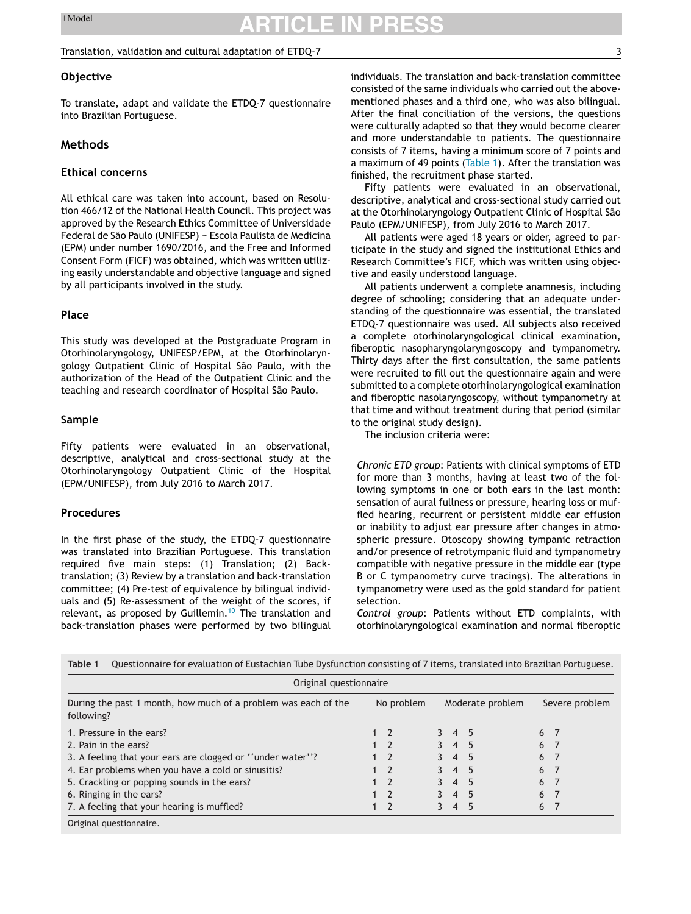## Objective

To translate, adapt and validate the ETDQ-7 questionnaire into Brazilian Portuguese.

## Methods

### Ethical concerns

All ethical care was taken into account, based on Resolution 466/12 of the National Health Council. This project was approved by the Research Ethics Committee of Universidade Federal de São Paulo (UNIFESP) − Escola Paulista de Medicina (EPM) under number 1690/2016, and the Free and Informed Consent Form (FICF) was obtained, which was written utilizing easily understandable and objective language and signed by all participants involved in the study.

### Place

This study was developed at the Postgraduate Program in Otorhinolaryngology, UNIFESP/EPM, at the Otorhinolaryngology Outpatient Clinic of Hospital São Paulo, with the authorization of the Head of the Outpatient Clinic and the teaching and research coordinator of Hospital São Paulo.

### Sample

Fifty patients were evaluated in an observational, descriptive, analytical and cross-sectional study at the Otorhinolaryngology Outpatient Clinic of the Hospital (EPM/UNIFESP), from July 2016 to March 2017.

### Procedures

In the first phase of the study, the ETDQ-7 questionnaire was translated into Brazilian Portuguese. This translation required five main steps: (1) Translation; (2) Back-translation; (3) Review by a translation and back-translation committee; (4) Pre-test of equivalence by bilingual individuals and (5) Re-assessment of the weight of the scores, if relevant, as proposed by Guillemin.[10] The translation and back-translation phases were performed by two bilingual individuals. The translation and back-translation committee consisted of the same individuals who carried out the above-mentioned phases and a third one, who was also bilingual. After the final conciliation of the versions, the questions were culturally adapted so that they would become clearer and more understandable to patients. The questionnaire consists of 7 items, having a minimum score of 7 points and a maximum of 49 points (Table 1). After the translation was finished, the recruitment phase started.

Fifty patients were evaluated in an observational, descriptive, analytical and cross-sectional study carried out at the Otorhinolaryngology Outpatient Clinic of Hospital São Paulo (EPM/UNIFESP), from July 2016 to March 2017.

All patients were aged 18 years or older, agreed to participate in the study and signed the institutional Ethics and Research Committee's FICF, which was written using objective and easily understood language.

All patients underwent a complete anamnesis, including degree of schooling; considering that an adequate understanding of the questionnaire was essential, the translated ETDQ-7 questionnaire was used. All subjects also received a complete otorhinolaryngological clinical examination, fiberoptic nasopharyngolaryngoscopy and tympanometry. Thirty days after the first consultation, the same patients were recruited to fill out the questionnaire again and were submitted to a complete otorhinolaryngological examination and fiberoptic nasolaryngoscopy, without tympanometry at that time and without treatment during that period (similar to the original study design).

The inclusion criteria were:

*Chronic ETD group*: Patients with clinical symptoms of ETD for more than 3 months, having at least two of the following symptoms in one or both ears in the last month: sensation of aural fullness or pressure, hearing loss or muffled hearing, recurrent or persistent middle ear effusion or inability to adjust ear pressure after changes in atmospheric pressure. Otoscopy showing tympanic retraction and/or presence of retrotympanic fluid and tympanometry compatible with negative pressure in the middle ear (type B or C tympanometry curve tracings). The alterations in tympanometry were used as the gold standard for patient selection.

*Control group*: Patients without ETD complaints, with otorhinolaryngological examination and normal fiberoptic

**Table 1** Questionnaire for evaluation of Eustachian Tube Dysfunction consisting of 7 items, translated into Brazilian Portuguese.

| Original questionnaire | | | |
|---|---|---|---|
| During the past 1 month, how much of a problem was each of the following? | No problem | Moderate problem | Severe problem |
| 1. Pressure in the ears? | 1 2 | 3 4 5 | 6 7 |
| 2. Pain in the ears? | 1 2 | 3 4 5 | 6 7 |
| 3. A feeling that your ears are clogged or ''under water''? | 1 2 | 3 4 5 | 6 7 |
| 4. Ear problems when you have a cold or sinusitis? | 1 2 | 3 4 5 | 6 7 |
| 5. Crackling or popping sounds in the ears? | 1 2 | 3 4 5 | 6 7 |
| 6. Ringing in the ears? | 1 2 | 3 4 5 | 6 7 |
| 7. A feeling that your hearing is muffled? | 1 2 | 3 4 5 | 6 7 |

Original questionnaire.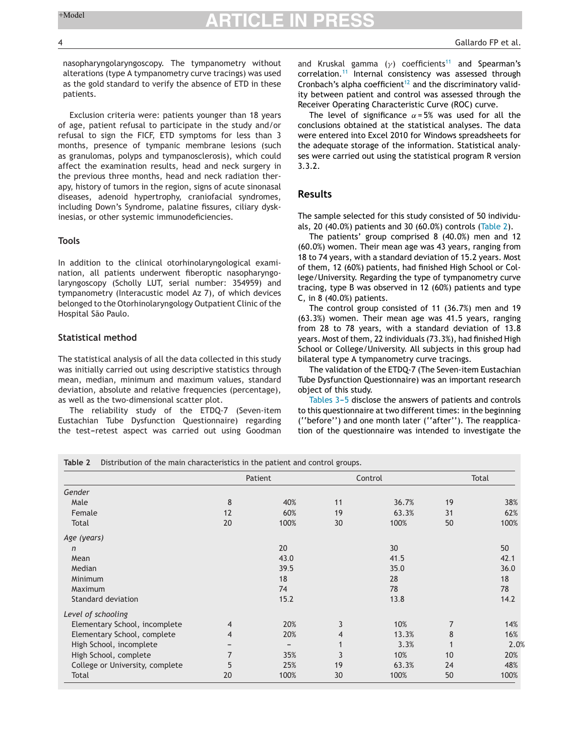nasopharyngolaryngoscopy. The tympanometry without alterations (type A tympanometry curve tracings) was used as the gold standard to verify the absence of ETD in these patients.

Exclusion criteria were: patients younger than 18 years of age, patient refusal to participate in the study and/or refusal to sign the FICF, ETD symptoms for less than 3 months, presence of tympanic membrane lesions (such as granulomas, polyps and tympanosclerosis), which could affect the examination results, head and neck surgery in the previous three months, head and neck radiation therapy, history of tumors in the region, signs of acute sinonasal diseases, adenoid hypertrophy, craniofacial syndromes, including Down's Syndrome, palatine fissures, ciliary dyskinesias, or other systemic immunodeficiencies.

## Tools

In addition to the clinical otorhinolaryngological examination, all patients underwent fiberoptic nasopharyngolaryngoscopy (Scholly LUT, serial number: 354959) and tympanometry (Interacustic model Az 7), of which devices belonged to the Otorhinolaryngology Outpatient Clinic of the Hospital São Paulo.

## Statistical method

The statistical analysis of all the data collected in this study was initially carried out using descriptive statistics through mean, median, minimum and maximum values, standard deviation, absolute and relative frequencies (percentage), as well as the two-dimensional scatter plot.

The reliability study of the ETDQ-7 (Seven-item Eustachian Tube Dysfunction Questionnaire) regarding the test–retest aspect was carried out using Goodman and Kruskal gamma ($\gamma$) coefficients[11] and Spearman's correlation.[11] Internal consistency was assessed through Cronbach's alpha coefficient[12] and the discriminatory validity between patient and control was assessed through the Receiver Operating Characteristic Curve (ROC) curve.

The level of significance $\alpha = 5\%$ was used for all the conclusions obtained at the statistical analyses. The data were entered into Excel 2010 for Windows spreadsheets for the adequate storage of the information. Statistical analyses were carried out using the statistical program R version 3.3.2.

## Results

The sample selected for this study consisted of 50 individuals, 20 (40.0%) patients and 30 (60.0%) controls (Table 2).

The patients' group comprised 8 (40.0%) men and 12 (60.0%) women. Their mean age was 43 years, ranging from 18 to 74 years, with a standard deviation of 15.2 years. Most of them, 12 (60%) patients, had finished High School or College/University. Regarding the type of tympanometry curve tracing, type B was observed in 12 (60%) patients and type C, in 8 (40.0%) patients.

The control group consisted of 11 (36.7%) men and 19 (63.3%) women. Their mean age was 41.5 years, ranging from 28 to 78 years, with a standard deviation of 13.8 years. Most of them, 22 individuals (73.3%), had finished High School or College/University. All subjects in this group had bilateral type A tympanometry curve tracings.

The validation of the ETDQ-7 (The Seven-item Eustachian Tube Dysfunction Questionnaire) was an important research object of this study.

Tables 3–5 disclose the answers of patients and controls to this questionnaire at two different times: in the beginning (''before'') and one month later (''after''). The reapplication of the questionnaire was intended to investigate the

**Table 2** Distribution of the main characteristics in the patient and control groups.

| | Patient | | Control | | Total | |
|---|---|---|---|---|---|---|
| *Gender* | | | | | | |
| Male | 8 | 40% | 11 | 36.7% | 19 | 38% |
| Female | 12 | 60% | 19 | 63.3% | 31 | 62% |
| Total | 20 | 100% | 30 | 100% | 50 | 100% |
| *Age (years)* | | | | | | |
| n | 20 | | 30 | | 50 | |
| Mean | 43.0 | | 41.5 | | 42.1 | |
| Median | 39.5 | | 35.0 | | 36.0 | |
| Minimum | 18 | | 28 | | 18 | |
| Maximum | 74 | | 78 | | 78 | |
| Standard deviation | 15.2 | | 13.8 | | 14.2 | |
| *Level of schooling* | | | | | | |
| Elementary School, incomplete | 4 | 20% | 3 | 10% | 7 | 14% |
| Elementary School, complete | 4 | 20% | 4 | 13.3% | 8 | 16% |
| High School, incomplete | – | – | 1 | 3.3% | 1 | 2.0% |
| High School, complete | 7 | 35% | 3 | 10% | 10 | 20% |
| College or University, complete | 5 | 25% | 19 | 63.3% | 24 | 48% |
| Total | 20 | 100% | 30 | 100% | 50 | 100% |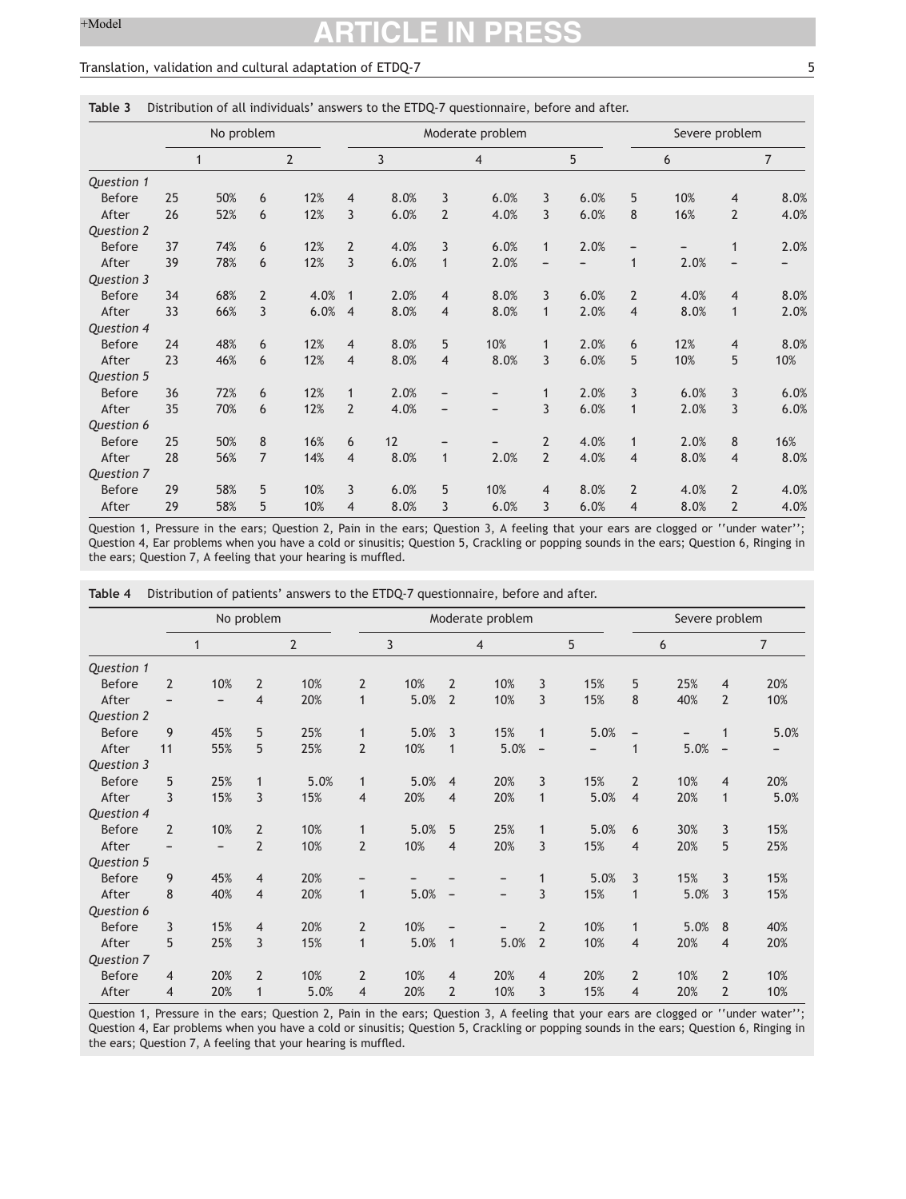**Table 3** Distribution of all individuals' answers to the ETDQ-7 questionnaire, before and after.

| | No problem | | | | Moderate problem | | | | | | Severe problem | | | |
|---|---|---|---|---|---|---|---|---|---|---|---|---|---|---|
| | 1 | | 2 | | 3 | | 4 | | 5 | | 6 | | 7 | |
| *Question 1* | | | | | | | | | | | | | | |
| Before | 25 | 50% | 6 | 12% | 4 | 8.0% | 3 | 6.0% | 3 | 6.0% | 5 | 10% | 4 | 8.0% |
| After | 26 | 52% | 6 | 12% | 3 | 6.0% | 2 | 4.0% | 3 | 6.0% | 8 | 16% | 2 | 4.0% |
| *Question 2* | | | | | | | | | | | | | | |
| Before | 37 | 74% | 6 | 12% | 2 | 4.0% | 3 | 6.0% | 1 | 2.0% | – | – | 1 | 2.0% |
| After | 39 | 78% | 6 | 12% | 3 | 6.0% | 1 | 2.0% | – | – | 1 | 2.0% | – | – |
| *Question 3* | | | | | | | | | | | | | | |
| Before | 34 | 68% | 2 | 4.0% | 1 | 2.0% | 4 | 8.0% | 3 | 6.0% | 2 | 4.0% | 4 | 8.0% |
| After | 33 | 66% | 3 | 6.0% | 4 | 8.0% | 4 | 8.0% | 1 | 2.0% | 4 | 8.0% | 1 | 2.0% |
| *Question 4* | | | | | | | | | | | | | | |
| Before | 24 | 48% | 6 | 12% | 4 | 8.0% | 5 | 10% | 1 | 2.0% | 6 | 12% | 4 | 8.0% |
| After | 23 | 46% | 6 | 12% | 4 | 8.0% | 4 | 8.0% | 3 | 6.0% | 5 | 10% | 5 | 10% |
| *Question 5* | | | | | | | | | | | | | | |
| Before | 36 | 72% | 6 | 12% | 1 | 2.0% | – | – | 1 | 2.0% | 3 | 6.0% | 3 | 6.0% |
| After | 35 | 70% | 6 | 12% | 2 | 4.0% | – | – | 3 | 6.0% | 1 | 2.0% | 3 | 6.0% |
| *Question 6* | | | | | | | | | | | | | | |
| Before | 25 | 50% | 8 | 16% | 6 | 12 | – | – | 2 | 4.0% | 1 | 2.0% | 8 | 16% |
| After | 28 | 56% | 7 | 14% | 4 | 8.0% | 1 | 2.0% | 2 | 4.0% | 4 | 8.0% | 4 | 8.0% |
| *Question 7* | | | | | | | | | | | | | | |
| Before | 29 | 58% | 5 | 10% | 3 | 6.0% | 5 | 10% | 4 | 8.0% | 2 | 4.0% | 2 | 4.0% |
| After | 29 | 58% | 5 | 10% | 4 | 8.0% | 3 | 6.0% | 3 | 6.0% | 4 | 8.0% | 2 | 4.0% |

Question 1, Pressure in the ears; Question 2, Pain in the ears; Question 3, A feeling that your ears are clogged or ''under water''; Question 4, Ear problems when you have a cold or sinusitis; Question 5, Crackling or popping sounds in the ears; Question 6, Ringing in the ears; Question 7, A feeling that your hearing is muffled.

**Table 4** Distribution of patients' answers to the ETDQ-7 questionnaire, before and after.

| | No problem | | | | Moderate problem | | | | | | Severe problem | | | |
|---|---|---|---|---|---|---|---|---|---|---|---|---|---|---|
| | 1 | | 2 | | 3 | | 4 | | 5 | | 6 | | 7 | |
| *Question 1* | | | | | | | | | | | | | | |
| Before | 2 | 10% | 2 | 10% | 2 | 10% | 2 | 10% | 3 | 15% | 5 | 25% | 4 | 20% |
| After | – | – | 4 | 20% | 1 | 5.0% | 2 | 10% | 3 | 15% | 8 | 40% | 2 | 10% |
| *Question 2* | | | | | | | | | | | | | | |
| Before | 9 | 45% | 5 | 25% | 1 | 5.0% | 3 | 15% | 1 | 5.0% | – | – | 1 | 5.0% |
| After | 11 | 55% | 5 | 25% | 2 | 10% | 1 | 5.0% | – | – | 1 | 5.0% | – | – |
| *Question 3* | | | | | | | | | | | | | | |
| Before | 5 | 25% | 1 | 5.0% | 1 | 5.0% | 4 | 20% | 3 | 15% | 2 | 10% | 4 | 20% |
| After | 3 | 15% | 3 | 15% | 4 | 20% | 4 | 20% | 1 | 5.0% | 4 | 20% | 1 | 5.0% |
| *Question 4* | | | | | | | | | | | | | | |
| Before | 2 | 10% | 2 | 10% | 1 | 5.0% | 5 | 25% | 1 | 5.0% | 6 | 30% | 3 | 15% |
| After | – | – | 2 | 10% | 2 | 10% | 4 | 20% | 3 | 15% | 4 | 20% | 5 | 25% |
| *Question 5* | | | | | | | | | | | | | | |
| Before | 9 | 45% | 4 | 20% | – | – | – | – | 1 | 5.0% | 3 | 15% | 3 | 15% |
| After | 8 | 40% | 4 | 20% | 1 | 5.0% | – | – | 3 | 15% | 1 | 5.0% | 3 | 15% |
| *Question 6* | | | | | | | | | | | | | | |
| Before | 3 | 15% | 4 | 20% | 2 | 10% | – | – | 2 | 10% | 1 | 5.0% | 8 | 40% |
| After | 5 | 25% | 3 | 15% | 1 | 5.0% | 1 | 5.0% | 2 | 10% | 4 | 20% | 4 | 20% |
| *Question 7* | | | | | | | | | | | | | | |
| Before | 4 | 20% | 2 | 10% | 2 | 10% | 4 | 20% | 4 | 20% | 2 | 10% | 2 | 10% |
| After | 4 | 20% | 1 | 5.0% | 4 | 20% | 2 | 10% | 3 | 15% | 4 | 20% | 2 | 10% |

Question 1, Pressure in the ears; Question 2, Pain in the ears; Question 3, A feeling that your ears are clogged or ''under water''; Question 4, Ear problems when you have a cold or sinusitis; Question 5, Crackling or popping sounds in the ears; Question 6, Ringing in the ears; Question 7, A feeling that your hearing is muffled.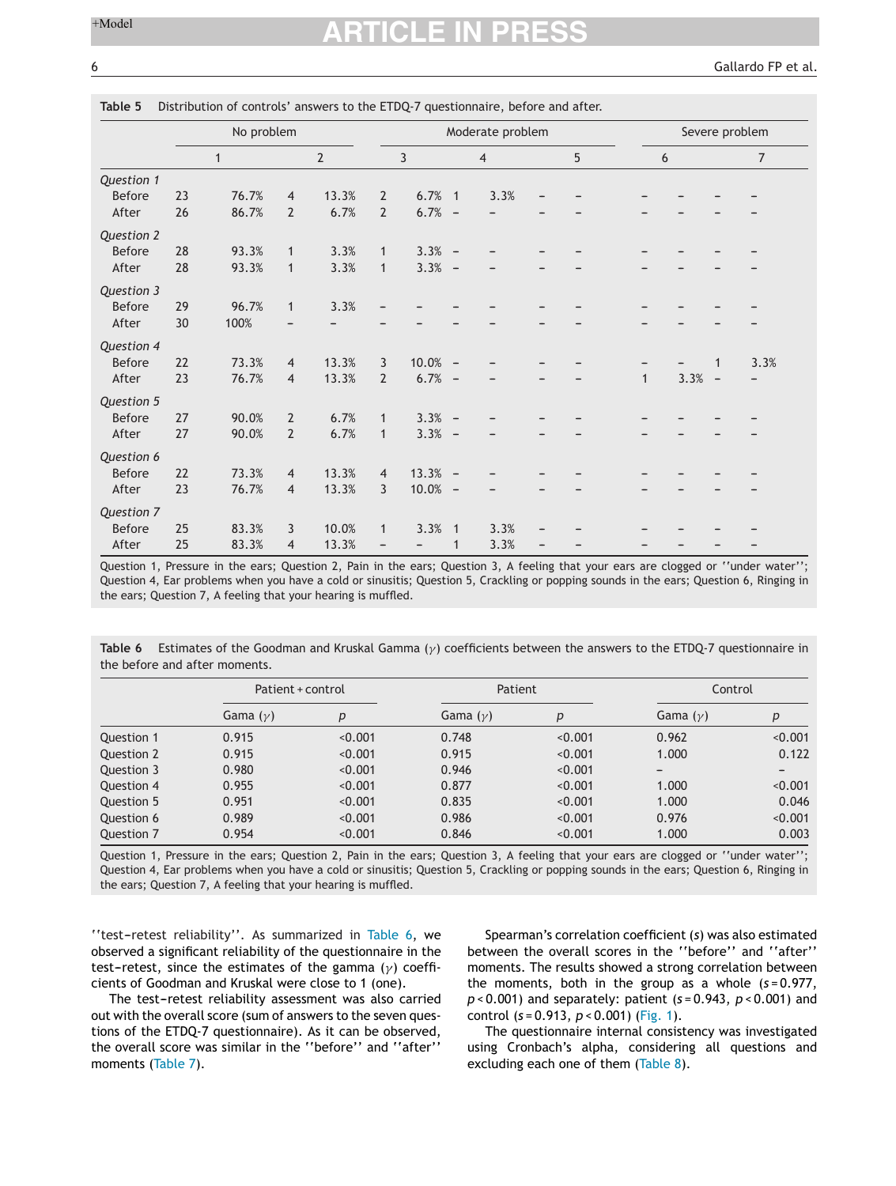**Table 5** Distribution of controls' answers to the ETDQ-7 questionnaire, before and after.

| | No problem | | | | Moderate problem | | | | | | Severe problem | | | |
|---|---|---|---|---|---|---|---|---|---|---|---|---|---|---|
| | 1 | | 2 | | 3 | | 4 | | 5 | | 6 | | 7 | |
| *Question 1* | | | | | | | | | | | | | | |
| Before | 23 | 76.7% | 4 | 13.3% | 2 | 6.7% | 1 | 3.3% | – | – | – | – | – | – |
| After | 26 | 86.7% | 2 | 6.7% | 2 | 6.7% | – | – | – | – | – | – | – | – |
| *Question 2* | | | | | | | | | | | | | | |
| Before | 28 | 93.3% | 1 | 3.3% | 1 | 3.3% | – | – | – | – | – | – | – | – |
| After | 28 | 93.3% | 1 | 3.3% | 1 | 3.3% | – | – | – | – | – | – | – | – |
| *Question 3* | | | | | | | | | | | | | | |
| Before | 29 | 96.7% | 1 | 3.3% | – | – | – | – | – | – | – | – | – | – |
| After | 30 | 100% | – | – | – | – | – | – | – | – | – | – | – | – |
| *Question 4* | | | | | | | | | | | | | | |
| Before | 22 | 73.3% | 4 | 13.3% | 3 | 10.0% | – | – | – | – | – | – | 1 | 3.3% |
| After | 23 | 76.7% | 4 | 13.3% | 2 | 6.7% | – | – | – | – | 1 | 3.3% | – | – |
| *Question 5* | | | | | | | | | | | | | | |
| Before | 27 | 90.0% | 2 | 6.7% | 1 | 3.3% | – | – | – | – | – | – | – | – |
| After | 27 | 90.0% | 2 | 6.7% | 1 | 3.3% | – | – | – | – | – | – | – | – |
| *Question 6* | | | | | | | | | | | | | | |
| Before | 22 | 73.3% | 4 | 13.3% | 4 | 13.3% | – | – | – | – | – | – | – | – |
| After | 23 | 76.7% | 4 | 13.3% | 3 | 10.0% | – | – | – | – | – | – | – | – |
| *Question 7* | | | | | | | | | | | | | | |
| Before | 25 | 83.3% | 3 | 10.0% | 1 | 3.3% | 1 | 3.3% | – | – | – | – | – | – |
| After | 25 | 83.3% | 4 | 13.3% | – | – | 1 | 3.3% | – | – | – | – | – | – |

Question 1, Pressure in the ears; Question 2, Pain in the ears; Question 3, A feeling that your ears are clogged or ''under water''; Question 4, Ear problems when you have a cold or sinusitis; Question 5, Crackling or popping sounds in the ears; Question 6, Ringing in the ears; Question 7, A feeling that your hearing is muffled.

**Table 6** Estimates of the Goodman and Kruskal Gamma ($\gamma$) coefficients between the answers to the ETDQ-7 questionnaire in the before and after moments.

| | Patient + control | | Patient | | Control | |
|---|---|---|---|---|---|---|
| | Gama ($\gamma$) | *p* | Gama ($\gamma$) | *p* | Gama ($\gamma$) | *p* |
| Question 1 | 0.915 | <0.001 | 0.748 | <0.001 | 0.962 | <0.001 |
| Question 2 | 0.915 | <0.001 | 0.915 | <0.001 | 1.000 | 0.122 |
| Question 3 | 0.980 | <0.001 | 0.946 | <0.001 | – | – |
| Question 4 | 0.955 | <0.001 | 0.877 | <0.001 | 1.000 | <0.001 |
| Question 5 | 0.951 | <0.001 | 0.835 | <0.001 | 1.000 | 0.046 |
| Question 6 | 0.989 | <0.001 | 0.986 | <0.001 | 0.976 | <0.001 |
| Question 7 | 0.954 | <0.001 | 0.846 | <0.001 | 1.000 | 0.003 |

Question 1, Pressure in the ears; Question 2, Pain in the ears; Question 3, A feeling that your ears are clogged or ''under water''; Question 4, Ear problems when you have a cold or sinusitis; Question 5, Crackling or popping sounds in the ears; Question 6, Ringing in the ears; Question 7, A feeling that your hearing is muffled.

''test–retest reliability''. As summarized in Table 6, we observed a significant reliability of the questionnaire in the test–retest, since the estimates of the gamma ($\gamma$) coefficients of Goodman and Kruskal were close to 1 (one).

The test–retest reliability assessment was also carried out with the overall score (sum of answers to the seven questions of the ETDQ-7 questionnaire). As it can be observed, the overall score was similar in the ''before'' and ''after'' moments (Table 7).

Spearman's correlation coefficient (*s*) was also estimated between the overall scores in the ''before'' and ''after'' moments. The results showed a strong correlation between the moments, both in the group as a whole ($s = 0.977$, $p < 0.001$) and separately: patient ($s = 0.943$, $p < 0.001$) and control ($s = 0.913$, $p < 0.001$) (Fig. 1).

The questionnaire internal consistency was investigated using Cronbach's alpha, considering all questions and excluding each one of them (Table 8).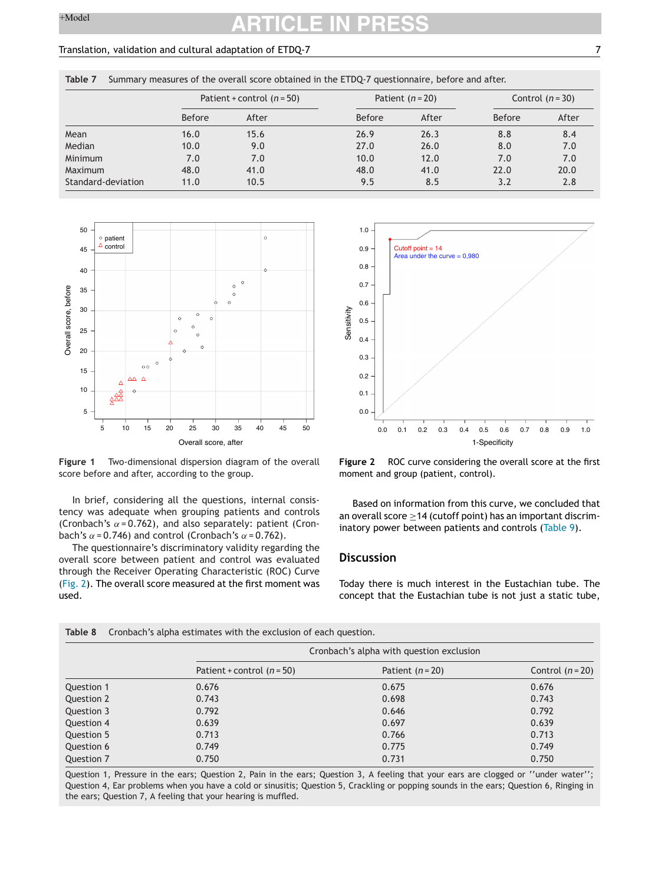**Table 7** Summary measures of the overall score obtained in the ETDQ-7 questionnaire, before and after.

| | Patient + control ($n$ = 50) | | Patient ($n$ = 20) | | Control ($n$ = 30) | |
|---|---|---|---|---|---|---|
| | Before | After | Before | After | Before | After |
| Mean | 16.0 | 15.6 | 26.9 | 26.3 | 8.8 | 8.4 |
| Median | 10.0 | 9.0 | 27.0 | 26.0 | 8.0 | 7.0 |
| Minimum | 7.0 | 7.0 | 10.0 | 12.0 | 7.0 | 7.0 |
| Maximum | 48.0 | 41.0 | 48.0 | 41.0 | 22.0 | 20.0 |
| Standard-deviation | 11.0 | 10.5 | 9.5 | 8.5 | 3.2 | 2.8 |

**Figure 1** Two-dimensional dispersion diagram of the overall score before and after, according to the group.

**Figure 2** ROC curve considering the overall score at the first moment and group (patient, control).

In brief, considering all the questions, internal consistency was adequate when grouping patients and controls (Cronbach's $\alpha$ = 0.762), and also separately: patient (Cronbach's $\alpha$ = 0.746) and control (Cronbach's $\alpha$ = 0.762).

The questionnaire's discriminatory validity regarding the overall score between patient and control was evaluated through the Receiver Operating Characteristic (ROC) Curve (Fig. 2). The overall score measured at the first moment was used.

Based on information from this curve, we concluded that an overall score $\geq$14 (cutoff point) has an important discriminatory power between patients and controls (Table 9).

## Discussion

Today there is much interest in the Eustachian tube. The concept that the Eustachian tube is not just a static tube,

**Table 8** Cronbach's alpha estimates with the exclusion of each question.

| | Cronbach's alpha with question exclusion | | |
|---|---|---|---|
| | Patient + control ($n$ = 50) | Patient ($n$ = 20) | Control ($n$ = 20) |
| Question 1 | 0.676 | 0.675 | 0.676 |
| Question 2 | 0.743 | 0.698 | 0.743 |
| Question 3 | 0.792 | 0.646 | 0.792 |
| Question 4 | 0.639 | 0.697 | 0.639 |
| Question 5 | 0.713 | 0.766 | 0.713 |
| Question 6 | 0.749 | 0.775 | 0.749 |
| Question 7 | 0.750 | 0.731 | 0.750 |

Question 1, Pressure in the ears; Question 2, Pain in the ears; Question 3, A feeling that your ears are clogged or ''under water''; Question 4, Ear problems when you have a cold or sinusitis; Question 5, Crackling or popping sounds in the ears; Question 6, Ringing in the ears; Question 7, A feeling that your hearing is muffled.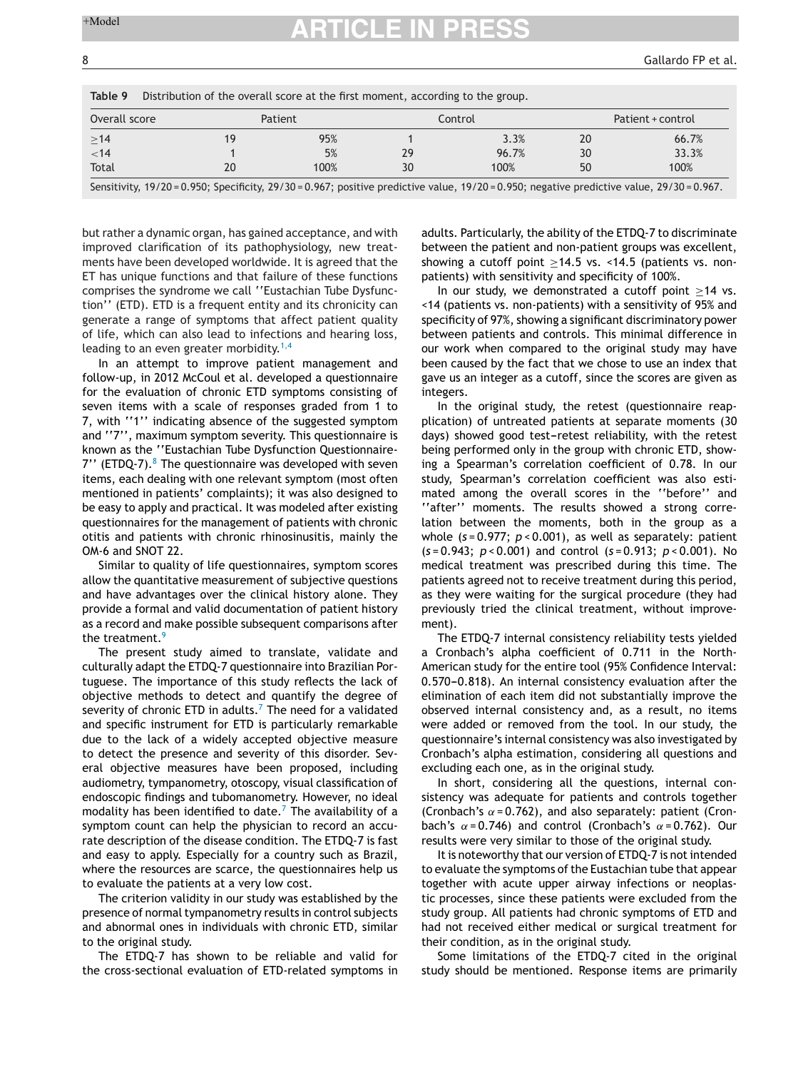**Table 9** Distribution of the overall score at the first moment, according to the group.

| Overall score | Patient | | Control | | Patient + control | |
|---|---|---|---|---|---|---|
| ≥14 | 19 | 95% | 1 | 3.3% | 20 | 66.7% |
| <14 | 1 | 5% | 29 | 96.7% | 30 | 33.3% |
| Total | 20 | 100% | 30 | 100% | 50 | 100% |

Sensitivity, 19/20 = 0.950; Specificity, 29/30 = 0.967; positive predictive value, 19/20 = 0.950; negative predictive value, 29/30 = 0.967.

but rather a dynamic organ, has gained acceptance, and with improved clarification of its pathophysiology, new treatments have been developed worldwide. It is agreed that the ET has unique functions and that failure of these functions comprises the syndrome we call ''Eustachian Tube Dysfunction'' (ETD). ETD is a frequent entity and its chronicity can generate a range of symptoms that affect patient quality of life, which can also lead to infections and hearing loss, leading to an even greater morbidity.[1,4]

In an attempt to improve patient management and follow-up, in 2012 McCoul et al. developed a questionnaire for the evaluation of chronic ETD symptoms consisting of seven items with a scale of responses graded from 1 to 7, with ''1'' indicating absence of the suggested symptom and ''7'', maximum symptom severity. This questionnaire is known as the ''Eustachian Tube Dysfunction Questionnaire-7'' (ETDQ-7).[8] The questionnaire was developed with seven items, each dealing with one relevant symptom (most often mentioned in patients' complaints); it was also designed to be easy to apply and practical. It was modeled after existing questionnaires for the management of patients with chronic otitis and patients with chronic rhinosinusitis, mainly the OM-6 and SNOT 22.

Similar to quality of life questionnaires, symptom scores allow the quantitative measurement of subjective questions and have advantages over the clinical history alone. They provide a formal and valid documentation of patient history as a record and make possible subsequent comparisons after the treatment.[9]

The present study aimed to translate, validate and culturally adapt the ETDQ-7 questionnaire into Brazilian Portuguese. The importance of this study reflects the lack of objective methods to detect and quantify the degree of severity of chronic ETD in adults.[7] The need for a validated and specific instrument for ETD is particularly remarkable due to the lack of a widely accepted objective measure to detect the presence and severity of this disorder. Several objective measures have been proposed, including audiometry, tympanometry, otoscopy, visual classification of endoscopic findings and tubomanometry. However, no ideal modality has been identified to date.[7] The availability of a symptom count can help the physician to record an accurate description of the disease condition. The ETDQ-7 is fast and easy to apply. Especially for a country such as Brazil, where the resources are scarce, the questionnaires help us to evaluate the patients at a very low cost.

The criterion validity in our study was established by the presence of normal tympanometry results in control subjects and abnormal ones in individuals with chronic ETD, similar to the original study.

The ETDQ-7 has shown to be reliable and valid for the cross-sectional evaluation of ETD-related symptoms in adults. Particularly, the ability of the ETDQ-7 to discriminate between the patient and non-patient groups was excellent, showing a cutoff point ≥14.5 vs. <14.5 (patients vs. non-patients) with sensitivity and specificity of 100%.

In our study, we demonstrated a cutoff point ≥14 vs. <14 (patients vs. non-patients) with a sensitivity of 95% and specificity of 97%, showing a significant discriminatory power between patients and controls. This minimal difference in our work when compared to the original study may have been caused by the fact that we chose to use an index that gave us an integer as a cutoff, since the scores are given as integers.

In the original study, the retest (questionnaire reapplication) of untreated patients at separate moments (30 days) showed good test–retest reliability, with the retest being performed only in the group with chronic ETD, showing a Spearman's correlation coefficient of 0.78. In our study, Spearman's correlation coefficient was also estimated among the overall scores in the ''before'' and ''after'' moments. The results showed a strong correlation between the moments, both in the group as a whole ($s = 0.977$; $p < 0.001$), as well as separately: patient ($s = 0.943$; $p < 0.001$) and control ($s = 0.913$; $p < 0.001$). No medical treatment was prescribed during this time. The patients agreed not to receive treatment during this period, as they were waiting for the surgical procedure (they had previously tried the clinical treatment, without improvement).

The ETDQ-7 internal consistency reliability tests yielded a Cronbach's alpha coefficient of 0.711 in the North-American study for the entire tool (95% Confidence Interval: 0.570–0.818). An internal consistency evaluation after the elimination of each item did not substantially improve the observed internal consistency and, as a result, no items were added or removed from the tool. In our study, the questionnaire's internal consistency was also investigated by Cronbach's alpha estimation, considering all questions and excluding each one, as in the original study.

In short, considering all the questions, internal consistency was adequate for patients and controls together (Cronbach's $\alpha = 0.762$), and also separately: patient (Cronbach's $\alpha = 0.746$) and control (Cronbach's $\alpha = 0.762$). Our results were very similar to those of the original study.

It is noteworthy that our version of ETDQ-7 is not intended to evaluate the symptoms of the Eustachian tube that appear together with acute upper airway infections or neoplastic processes, since these patients were excluded from the study group. All patients had chronic symptoms of ETD and had not received either medical or surgical treatment for their condition, as in the original study.

Some limitations of the ETDQ-7 cited in the original study should be mentioned. Response items are primarily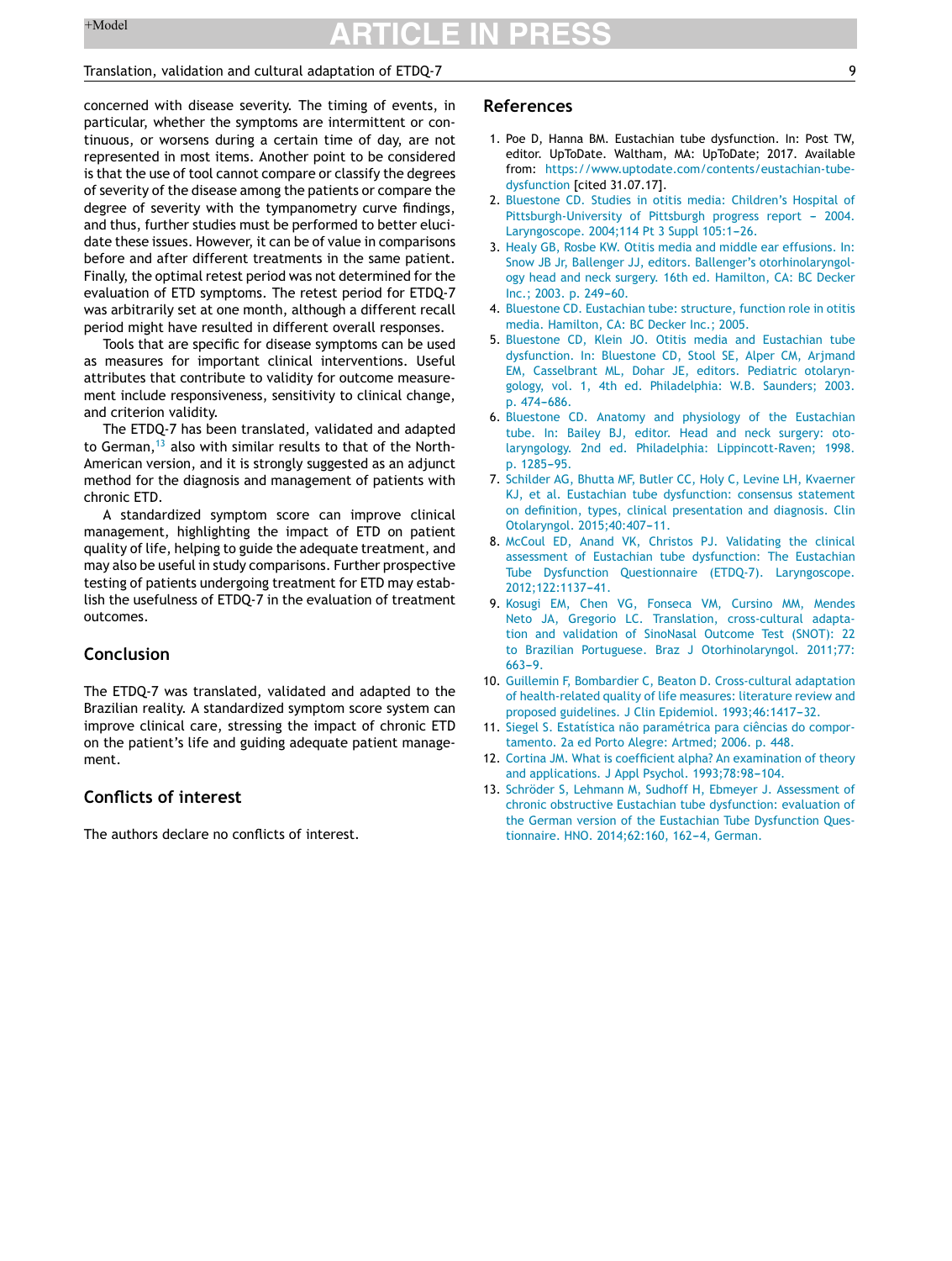concerned with disease severity. The timing of events, in particular, whether the symptoms are intermittent or continuous, or worsens during a certain time of day, are not represented in most items. Another point to be considered is that the use of tool cannot compare or classify the degrees of severity of the disease among the patients or compare the degree of severity with the tympanometry curve findings, and thus, further studies must be performed to better elucidate these issues. However, it can be of value in comparisons before and after different treatments in the same patient. Finally, the optimal retest period was not determined for the evaluation of ETD symptoms. The retest period for ETDQ-7 was arbitrarily set at one month, although a different recall period might have resulted in different overall responses.

Tools that are specific for disease symptoms can be used as measures for important clinical interventions. Useful attributes that contribute to validity for outcome measurement include responsiveness, sensitivity to clinical change, and criterion validity.

The ETDQ-7 has been translated, validated and adapted to German,[13] also with similar results to that of the North-American version, and it is strongly suggested as an adjunct method for the diagnosis and management of patients with chronic ETD.

A standardized symptom score can improve clinical management, highlighting the impact of ETD on patient quality of life, helping to guide the adequate treatment, and may also be useful in study comparisons. Further prospective testing of patients undergoing treatment for ETD may establish the usefulness of ETDQ-7 in the evaluation of treatment outcomes.

## Conclusion

The ETDQ-7 was translated, validated and adapted to the Brazilian reality. A standardized symptom score system can improve clinical care, stressing the impact of chronic ETD on the patient's life and guiding adequate patient management.

## Conflicts of interest

The authors declare no conflicts of interest.

## References

1. Poe D, Hanna BM. Eustachian tube dysfunction. In: Post TW, editor. UpToDate. Waltham, MA: UpToDate; 2017. Available from: https://www.uptodate.com/contents/eustachian-tube-dysfunction [cited 31.07.17].
2. Bluestone CD. Studies in otitis media: Children's Hospital of Pittsburgh-University of Pittsburgh progress report – 2004. Laryngoscope. 2004;114 Pt 3 Suppl 105:1–26.
3. Healy GB, Rosbe KW. Otitis media and middle ear effusions. In: Snow JB Jr, Ballenger JJ, editors. Ballenger's otorhinolaryngology head and neck surgery. 16th ed. Hamilton, CA: BC Decker Inc.; 2003. p. 249–60.
4. Bluestone CD. Eustachian tube: structure, function role in otitis media. Hamilton, CA: BC Decker Inc.; 2005.
5. Bluestone CD, Klein JO. Otitis media and Eustachian tube dysfunction. In: Bluestone CD, Stool SE, Alper CM, Arjmand EM, Casselbrant ML, Dohar JE, editors. Pediatric otolaryngology, vol. 1, 4th ed. Philadelphia: W.B. Saunders; 2003. p. 474–686.
6. Bluestone CD. Anatomy and physiology of the Eustachian tube. In: Bailey BJ, editor. Head and neck surgery: otolaryngology. 2nd ed. Philadelphia: Lippincott-Raven; 1998. p. 1285–95.
7. Schilder AG, Bhutta MF, Butler CC, Holy C, Levine LH, Kvaerner KJ, et al. Eustachian tube dysfunction: consensus statement on definition, types, clinical presentation and diagnosis. Clin Otolaryngol. 2015;40:407–11.
8. McCoul ED, Anand VK, Christos PJ. Validating the clinical assessment of Eustachian tube dysfunction: The Eustachian Tube Dysfunction Questionnaire (ETDQ-7). Laryngoscope. 2012;122:1137–41.
9. Kosugi EM, Chen VG, Fonseca VM, Cursino MM, Mendes Neto JA, Gregorio LC. Translation, cross-cultural adaptation and validation of SinoNasal Outcome Test (SNOT): 22 to Brazilian Portuguese. Braz J Otorhinolaryngol. 2011;77:663–9.
10. Guillemin F, Bombardier C, Beaton D. Cross-cultural adaptation of health-related quality of life measures: literature review and proposed guidelines. J Clin Epidemiol. 1993;46:1417–32.
11. Siegel S. Estatística não paramétrica para ciências do comportamento. 2a ed Porto Alegre: Artmed; 2006. p. 448.
12. Cortina JM. What is coefficient alpha? An examination of theory and applications. J Appl Psychol. 1993;78:98–104.
13. Schröder S, Lehmann M, Sudhoff H, Ebmeyer J. Assessment of chronic obstructive Eustachian tube dysfunction: evaluation of the German version of the Eustachian Tube Dysfunction Questionnaire. HNO. 2014;62:160, 162–4, German.